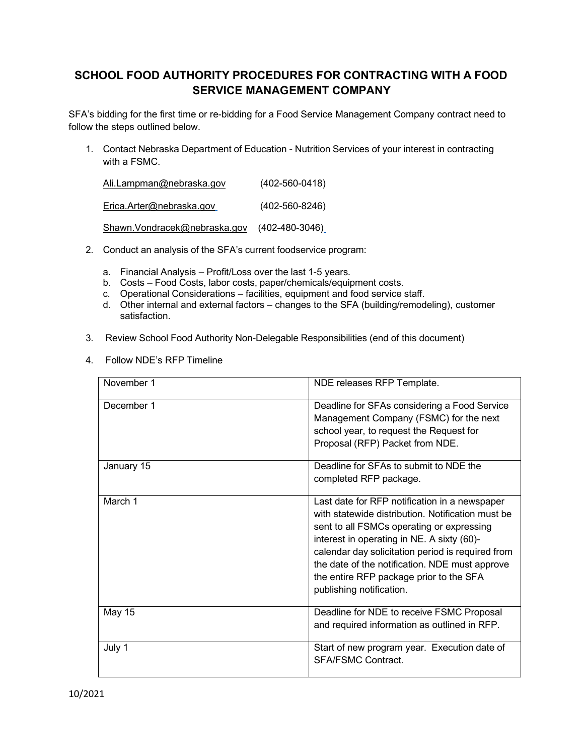# SCHOOL FOOD AUTHORITY PROCEDURES FOR CONTRACTING WITH A FOOD SERVICE MANAGEMENT COMPANY

SFA's bidding for the first time or re-bidding for a Food Service Management Company contract need to follow the steps outlined below.

1. Contact Nebraska Department of Education - Nutrition Services of your interest in contracting with a FSMC.

   Ali.Lampman@nebraska.gov (402-560-0418)

   Erica.Arter@nebraska.gov (402-560-8246)

   Shawn.Vondracek@nebraska.gov (402-480-3046)

2. Conduct an analysis of the SFA's current foodservice program:

   a. Financial Analysis – Profit/Loss over the last 1-5 years.
   b. Costs – Food Costs, labor costs, paper/chemicals/equipment costs.
   c. Operational Considerations – facilities, equipment and food service staff.
   d. Other internal and external factors – changes to the SFA (building/remodeling), customer satisfaction.

3. Review School Food Authority Non-Delegable Responsibilities (end of this document)

4. Follow NDE's RFP Timeline

| | |
|---|---|
| November 1 | NDE releases RFP Template. |
| December 1 | Deadline for SFAs considering a Food Service Management Company (FSMC) for the next school year, to request the Request for Proposal (RFP) Packet from NDE. |
| January 15 | Deadline for SFAs to submit to NDE the completed RFP package. |
| March 1 | Last date for RFP notification in a newspaper with statewide distribution. Notification must be sent to all FSMCs operating or expressing interest in operating in NE. A sixty (60)-calendar day solicitation period is required from the date of the notification. NDE must approve the entire RFP package prior to the SFA publishing notification. |
| May 15 | Deadline for NDE to receive FSMC Proposal and required information as outlined in RFP. |
| July 1 | Start of new program year. Execution date of SFA/FSMC Contract. |

10/2021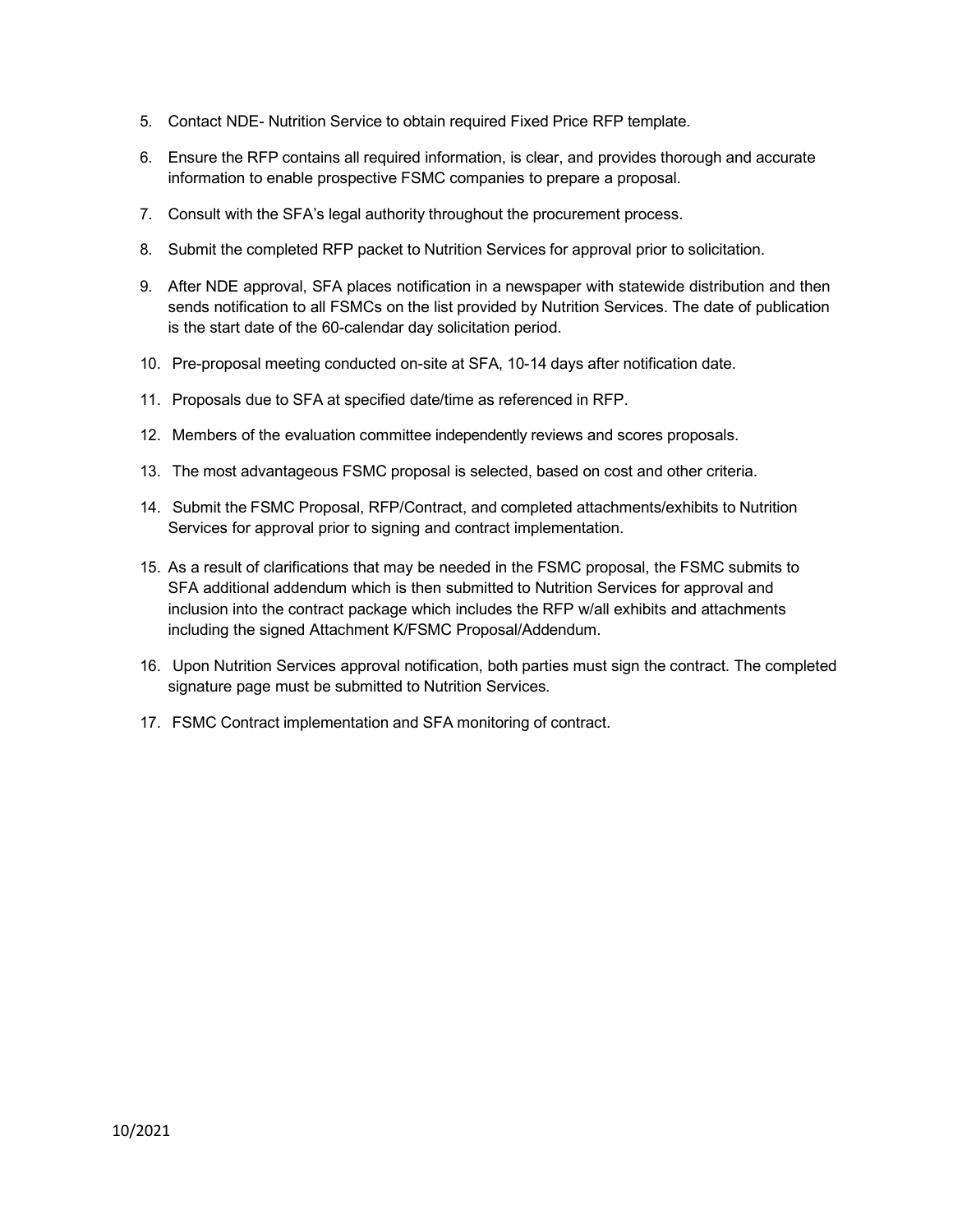5. Contact NDE- Nutrition Service to obtain required Fixed Price RFP template.
6. Ensure the RFP contains all required information, is clear, and provides thorough and accurate information to enable prospective FSMC companies to prepare a proposal.
7. Consult with the SFA's legal authority throughout the procurement process.
8. Submit the completed RFP packet to Nutrition Services for approval prior to solicitation.
9. After NDE approval, SFA places notification in a newspaper with statewide distribution and then sends notification to all FSMCs on the list provided by Nutrition Services. The date of publication is the start date of the 60-calendar day solicitation period.
10. Pre-proposal meeting conducted on-site at SFA, 10-14 days after notification date.
11. Proposals due to SFA at specified date/time as referenced in RFP.
12. Members of the evaluation committee independently reviews and scores proposals.
13. The most advantageous FSMC proposal is selected, based on cost and other criteria.
14. Submit the FSMC Proposal, RFP/Contract, and completed attachments/exhibits to Nutrition Services for approval prior to signing and contract implementation.
15. As a result of clarifications that may be needed in the FSMC proposal, the FSMC submits to SFA additional addendum which is then submitted to Nutrition Services for approval and inclusion into the contract package which includes the RFP w/all exhibits and attachments including the signed Attachment K/FSMC Proposal/Addendum.
16. Upon Nutrition Services approval notification, both parties must sign the contract. The completed signature page must be submitted to Nutrition Services.
17. FSMC Contract implementation and SFA monitoring of contract.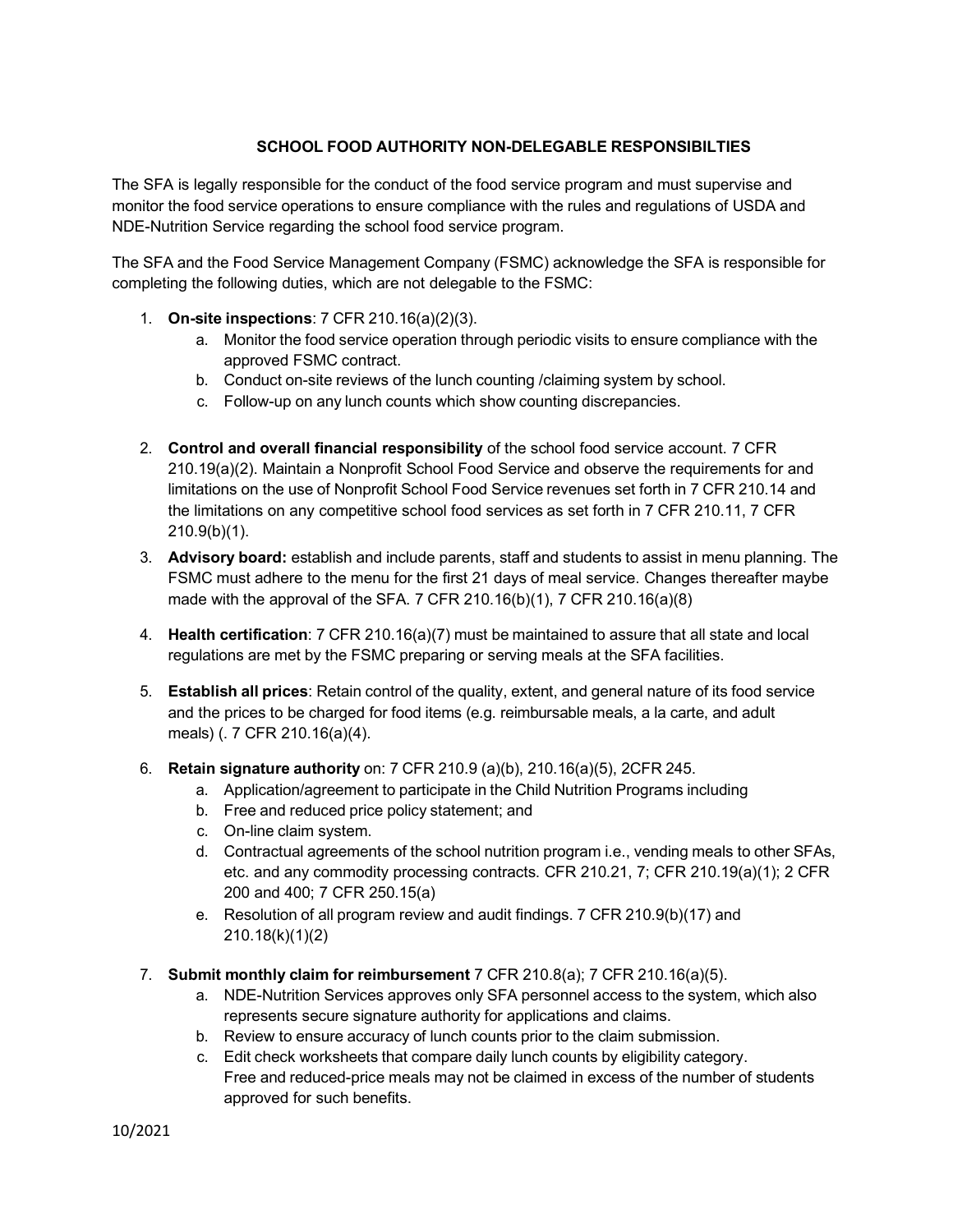## SCHOOL FOOD AUTHORITY NON-DELEGABLE RESPONSIBILTIES

The SFA is legally responsible for the conduct of the food service program and must supervise and monitor the food service operations to ensure compliance with the rules and regulations of USDA and NDE-Nutrition Service regarding the school food service program.

The SFA and the Food Service Management Company (FSMC) acknowledge the SFA is responsible for completing the following duties, which are not delegable to the FSMC:

1. **On-site inspections**: 7 CFR 210.16(a)(2)(3).
    a. Monitor the food service operation through periodic visits to ensure compliance with the approved FSMC contract.
    b. Conduct on-site reviews of the lunch counting /claiming system by school.
    c. Follow-up on any lunch counts which show counting discrepancies.

2. **Control and overall financial responsibility** of the school food service account. 7 CFR 210.19(a)(2). Maintain a Nonprofit School Food Service and observe the requirements for and limitations on the use of Nonprofit School Food Service revenues set forth in 7 CFR 210.14 and the limitations on any competitive school food services as set forth in 7 CFR 210.11, 7 CFR 210.9(b)(1).

3. **Advisory board:** establish and include parents, staff and students to assist in menu planning. The FSMC must adhere to the menu for the first 21 days of meal service. Changes thereafter maybe made with the approval of the SFA. 7 CFR 210.16(b)(1), 7 CFR 210.16(a)(8)

4. **Health certification**: 7 CFR 210.16(a)(7) must be maintained to assure that all state and local regulations are met by the FSMC preparing or serving meals at the SFA facilities.

5. **Establish all prices**: Retain control of the quality, extent, and general nature of its food service and the prices to be charged for food items (e.g. reimbursable meals, a la carte, and adult meals) (. 7 CFR 210.16(a)(4).

6. **Retain signature authority** on: 7 CFR 210.9 (a)(b), 210.16(a)(5), 2CFR 245.
    a. Application/agreement to participate in the Child Nutrition Programs including
    b. Free and reduced price policy statement; and
    c. On-line claim system.
    d. Contractual agreements of the school nutrition program i.e., vending meals to other SFAs, etc. and any commodity processing contracts. CFR 210.21, 7; CFR 210.19(a)(1); 2 CFR 200 and 400; 7 CFR 250.15(a)
    e. Resolution of all program review and audit findings. 7 CFR 210.9(b)(17) and 210.18(k)(1)(2)

7. **Submit monthly claim for reimbursement** 7 CFR 210.8(a); 7 CFR 210.16(a)(5).
    a. NDE-Nutrition Services approves only SFA personnel access to the system, which also represents secure signature authority for applications and claims.
    b. Review to ensure accuracy of lunch counts prior to the claim submission.
    c. Edit check worksheets that compare daily lunch counts by eligibility category. Free and reduced-price meals may not be claimed in excess of the number of students approved for such benefits.

10/2021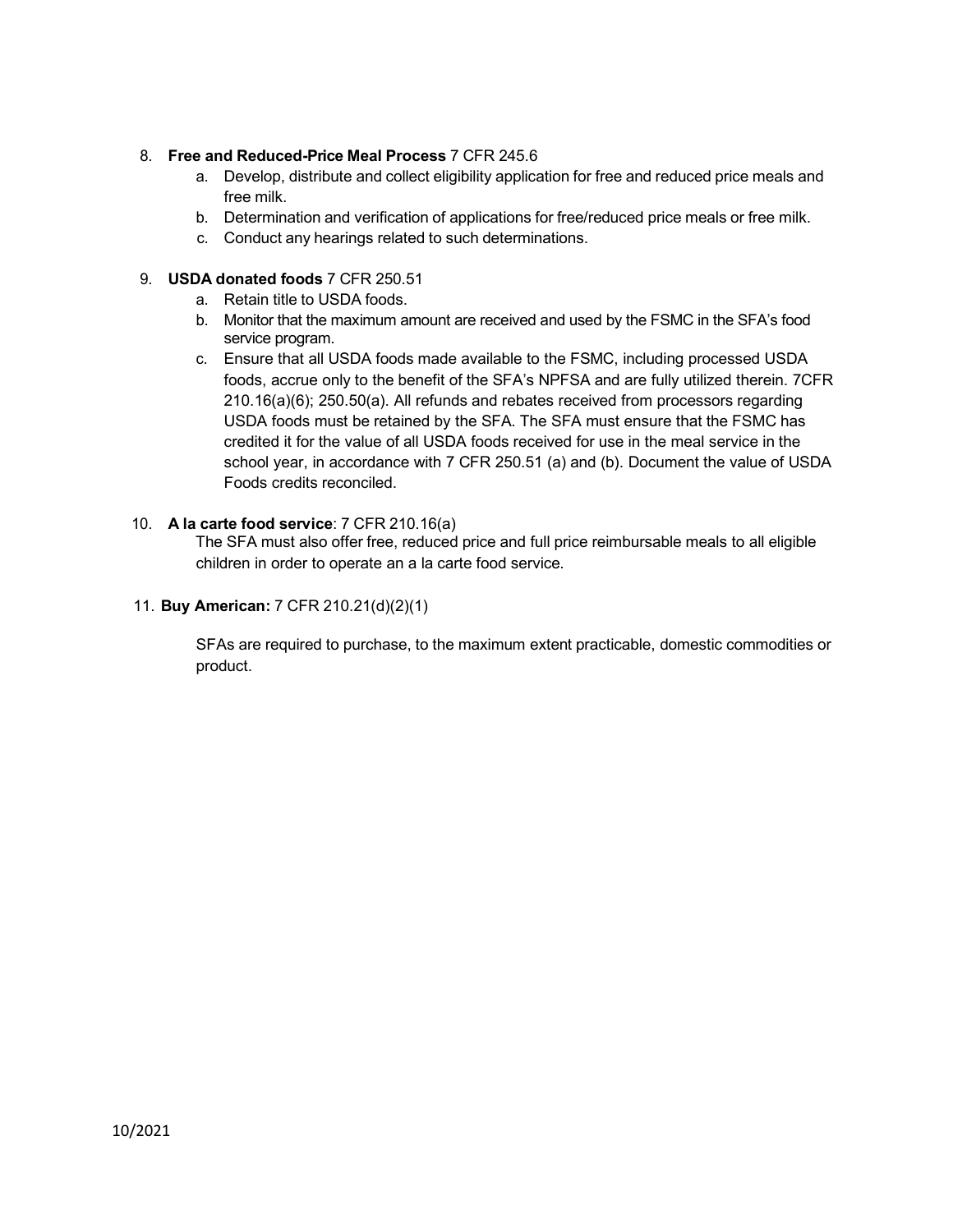8. **Free and Reduced-Price Meal Process** 7 CFR 245.6
   a. Develop, distribute and collect eligibility application for free and reduced price meals and free milk.
   b. Determination and verification of applications for free/reduced price meals or free milk.
   c. Conduct any hearings related to such determinations.

9. **USDA donated foods** 7 CFR 250.51
   a. Retain title to USDA foods.
   b. Monitor that the maximum amount are received and used by the FSMC in the SFA's food service program.
   c. Ensure that all USDA foods made available to the FSMC, including processed USDA foods, accrue only to the benefit of the SFA's NPFSA and are fully utilized therein. 7CFR 210.16(a)(6); 250.50(a). All refunds and rebates received from processors regarding USDA foods must be retained by the SFA. The SFA must ensure that the FSMC has credited it for the value of all USDA foods received for use in the meal service in the school year, in accordance with 7 CFR 250.51 (a) and (b). Document the value of USDA Foods credits reconciled.

10. **A la carte food service**: 7 CFR 210.16(a)

    The SFA must also offer free, reduced price and full price reimbursable meals to all eligible children in order to operate an a la carte food service.

11. **Buy American:** 7 CFR 210.21(d)(2)(1)

    SFAs are required to purchase, to the maximum extent practicable, domestic commodities or product.

10/2021